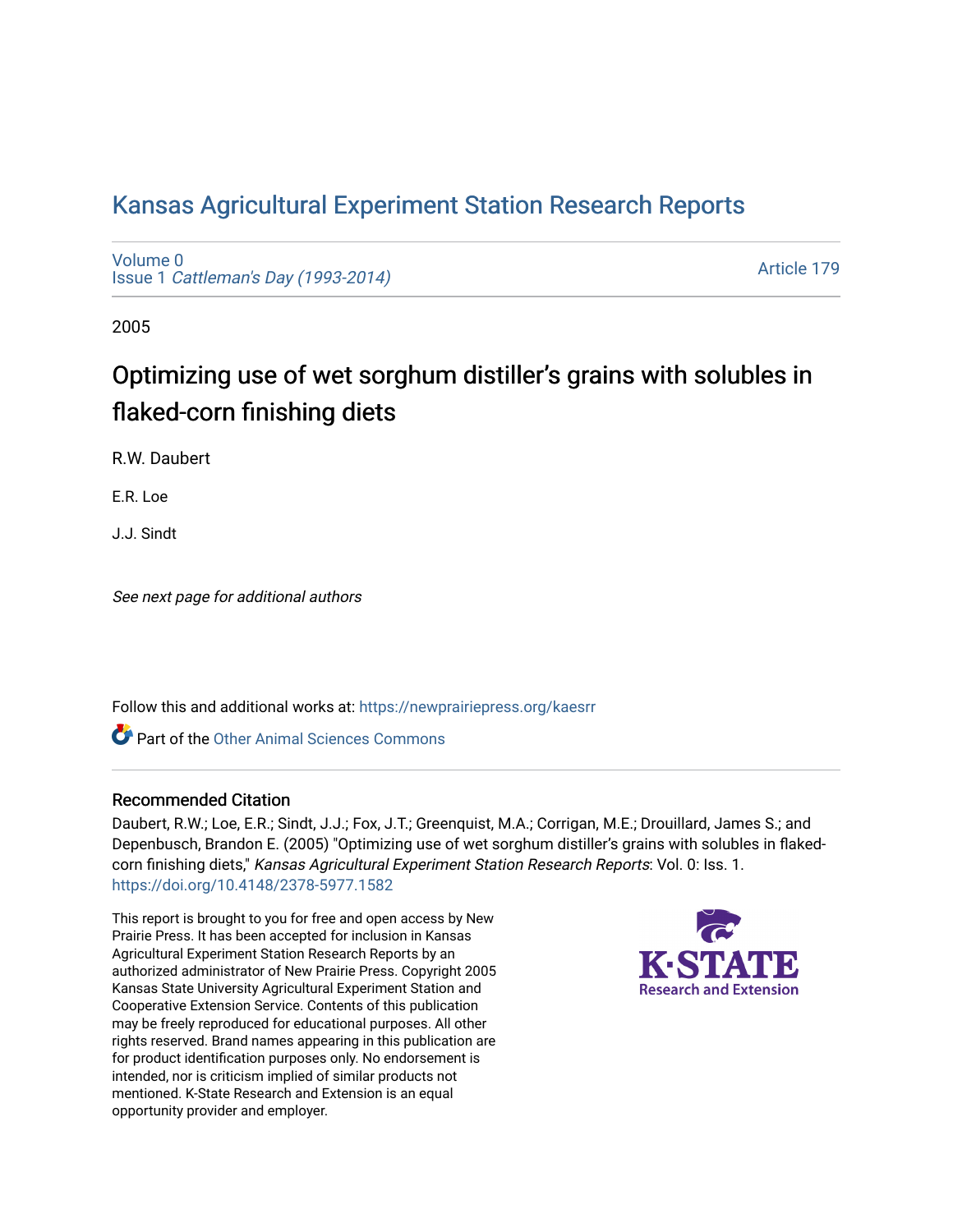# Kansas Agricultural Experiment Station Research Reports

Volume 0
Issue 1 *Cattleman's Day (1993-2014)*

Article 179

2005

## Optimizing use of wet sorghum distiller's grains with solubles in flaked-corn finishing diets

R.W. Daubert

E.R. Loe

J.J. Sindt

*See next page for additional authors*

Follow this and additional works at: https://newprairiepress.org/kaesrr

Part of the Other Animal Sciences Commons

### Recommended Citation

Daubert, R.W.; Loe, E.R.; Sindt, J.J.; Fox, J.T.; Greenquist, M.A.; Corrigan, M.E.; Drouillard, James S.; and Depenbusch, Brandon E. (2005) "Optimizing use of wet sorghum distiller's grains with solubles in flaked-corn finishing diets," *Kansas Agricultural Experiment Station Research Reports*: Vol. 0: Iss. 1. https://doi.org/10.4148/2378-5977.1582

This report is brought to you for free and open access by New Prairie Press. It has been accepted for inclusion in Kansas Agricultural Experiment Station Research Reports by an authorized administrator of New Prairie Press. Copyright 2005 Kansas State University Agricultural Experiment Station and Cooperative Extension Service. Contents of this publication may be freely reproduced for educational purposes. All other rights reserved. Brand names appearing in this publication are for product identification purposes only. No endorsement is intended, nor is criticism implied of similar products not mentioned. K-State Research and Extension is an equal opportunity provider and employer.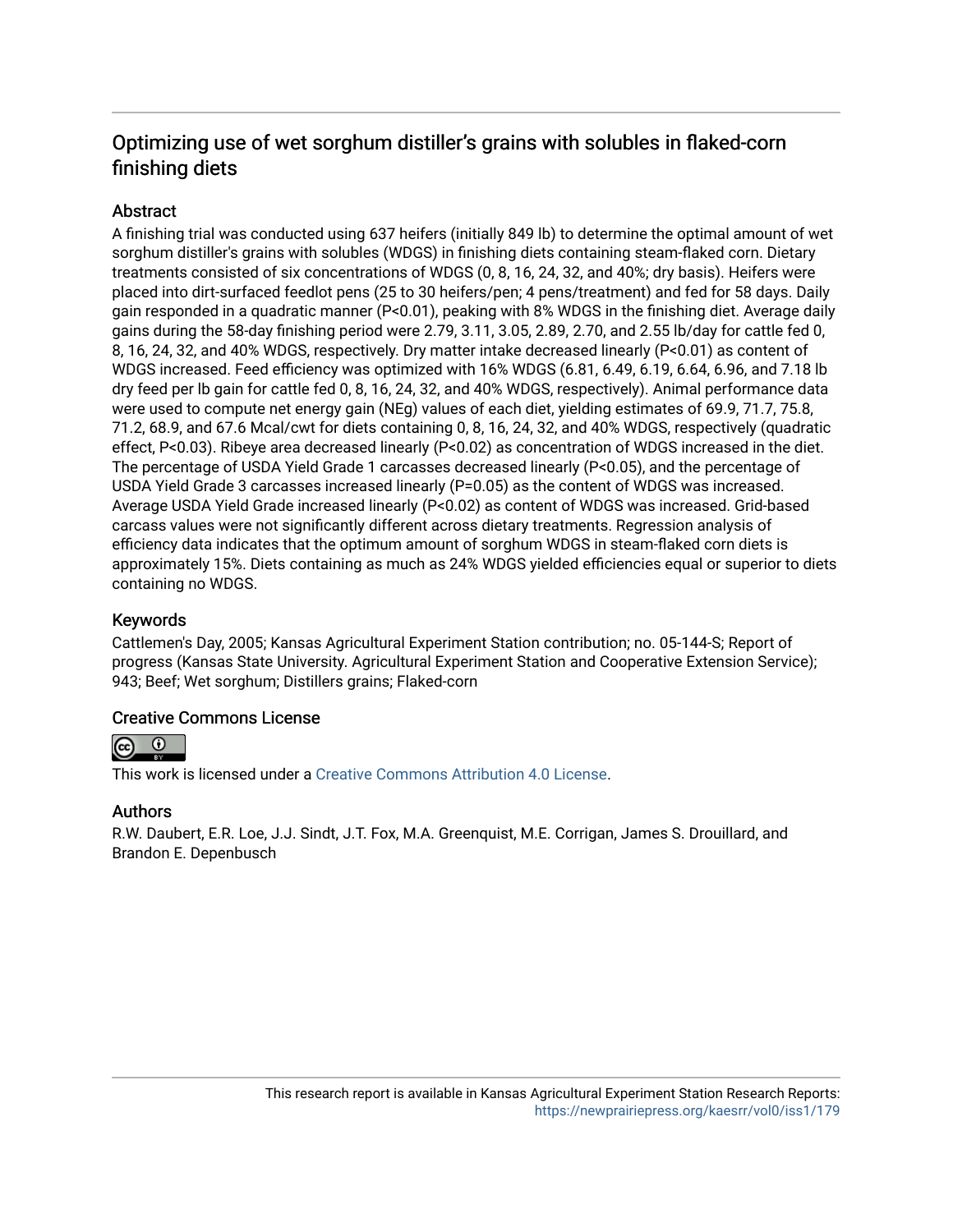## Optimizing use of wet sorghum distiller's grains with solubles in flaked-corn finishing diets

### Abstract

A finishing trial was conducted using 637 heifers (initially 849 lb) to determine the optimal amount of wet sorghum distiller's grains with solubles (WDGS) in finishing diets containing steam-flaked corn. Dietary treatments consisted of six concentrations of WDGS (0, 8, 16, 24, 32, and 40%; dry basis). Heifers were placed into dirt-surfaced feedlot pens (25 to 30 heifers/pen; 4 pens/treatment) and fed for 58 days. Daily gain responded in a quadratic manner ($P<0.01$), peaking with 8% WDGS in the finishing diet. Average daily gains during the 58-day finishing period were 2.79, 3.11, 3.05, 2.89, 2.70, and 2.55 lb/day for cattle fed 0, 8, 16, 24, 32, and 40% WDGS, respectively. Dry matter intake decreased linearly ($P<0.01$) as content of WDGS increased. Feed efficiency was optimized with 16% WDGS (6.81, 6.49, 6.19, 6.64, 6.96, and 7.18 lb dry feed per lb gain for cattle fed 0, 8, 16, 24, 32, and 40% WDGS, respectively). Animal performance data were used to compute net energy gain (NEg) values of each diet, yielding estimates of 69.9, 71.7, 75.8, 71.2, 68.9, and 67.6 Mcal/cwt for diets containing 0, 8, 16, 24, 32, and 40% WDGS, respectively (quadratic effect, $P<0.03$). Ribeye area decreased linearly ($P<0.02$) as concentration of WDGS increased in the diet. The percentage of USDA Yield Grade 1 carcasses decreased linearly ($P<0.05$), and the percentage of USDA Yield Grade 3 carcasses increased linearly ($P=0.05$) as the content of WDGS was increased. Average USDA Yield Grade increased linearly ($P<0.02$) as content of WDGS was increased. Grid-based carcass values were not significantly different across dietary treatments. Regression analysis of efficiency data indicates that the optimum amount of sorghum WDGS in steam-flaked corn diets is approximately 15%. Diets containing as much as 24% WDGS yielded efficiencies equal or superior to diets containing no WDGS.

### Keywords

Cattlemen's Day, 2005; Kansas Agricultural Experiment Station contribution; no. 05-144-S; Report of progress (Kansas State University. Agricultural Experiment Station and Cooperative Extension Service); 943; Beef; Wet sorghum; Distillers grains; Flaked-corn

### Creative Commons License

This work is licensed under a Creative Commons Attribution 4.0 License.

### Authors

R.W. Daubert, E.R. Loe, J.J. Sindt, J.T. Fox, M.A. Greenquist, M.E. Corrigan, James S. Drouillard, and Brandon E. Depenbusch

This research report is available in Kansas Agricultural Experiment Station Research Reports: https://newprairiepress.org/kaesrr/vol0/iss1/179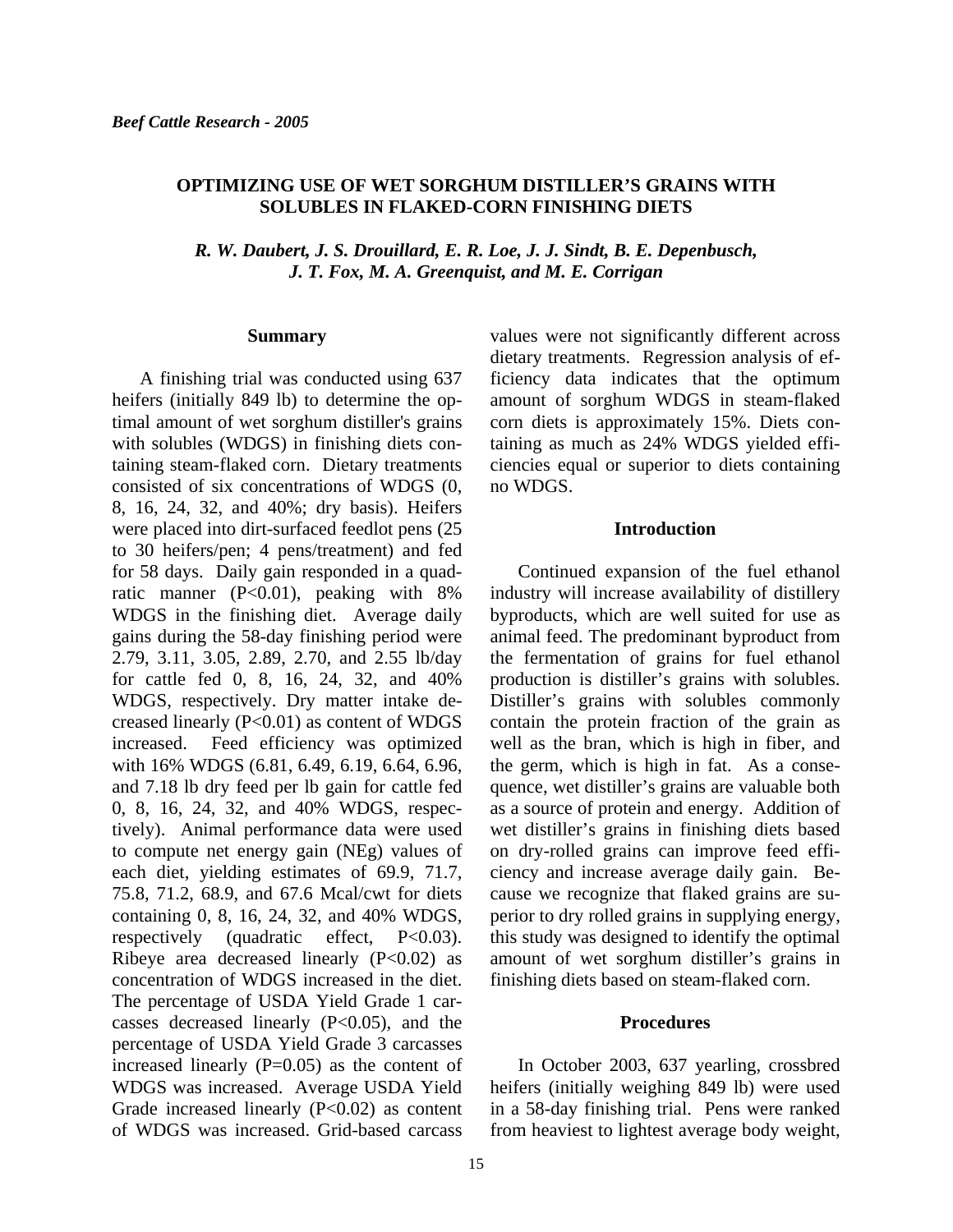# OPTIMIZING USE OF WET SORGHUM DISTILLER'S GRAINS WITH SOLUBLES IN FLAKED-CORN FINISHING DIETS

***R. W. Daubert, J. S. Drouillard, E. R. Loe, J. J. Sindt, B. E. Depenbusch, J. T. Fox, M. A. Greenquist, and M. E. Corrigan***

## Summary

A finishing trial was conducted using 637 heifers (initially 849 lb) to determine the optimal amount of wet sorghum distiller's grains with solubles (WDGS) in finishing diets containing steam-flaked corn. Dietary treatments consisted of six concentrations of WDGS (0, 8, 16, 24, 32, and 40%; dry basis). Heifers were placed into dirt-surfaced feedlot pens (25 to 30 heifers/pen; 4 pens/treatment) and fed for 58 days. Daily gain responded in a quadratic manner ($P<0.01$), peaking with 8% WDGS in the finishing diet. Average daily gains during the 58-day finishing period were 2.79, 3.11, 3.05, 2.89, 2.70, and 2.55 lb/day for cattle fed 0, 8, 16, 24, 32, and 40% WDGS, respectively. Dry matter intake decreased linearly ($P<0.01$) as content of WDGS increased. Feed efficiency was optimized with 16% WDGS (6.81, 6.49, 6.19, 6.64, 6.96, and 7.18 lb dry feed per lb gain for cattle fed 0, 8, 16, 24, 32, and 40% WDGS, respectively). Animal performance data were used to compute net energy gain (NEg) values of each diet, yielding estimates of 69.9, 71.7, 75.8, 71.2, 68.9, and 67.6 Mcal/cwt for diets containing 0, 8, 16, 24, 32, and 40% WDGS, respectively (quadratic effect, $P<0.03$). Ribeye area decreased linearly ($P<0.02$) as concentration of WDGS increased in the diet. The percentage of USDA Yield Grade 1 carcasses decreased linearly ($P<0.05$), and the percentage of USDA Yield Grade 3 carcasses increased linearly ($P=0.05$) as the content of WDGS was increased. Average USDA Yield Grade increased linearly ($P<0.02$) as content of WDGS was increased. Grid-based carcass values were not significantly different across dietary treatments. Regression analysis of efficiency data indicates that the optimum amount of sorghum WDGS in steam-flaked corn diets is approximately 15%. Diets containing as much as 24% WDGS yielded efficiencies equal or superior to diets containing no WDGS.

## Introduction

Continued expansion of the fuel ethanol industry will increase availability of distillery byproducts, which are well suited for use as animal feed. The predominant byproduct from the fermentation of grains for fuel ethanol production is distiller's grains with solubles. Distiller's grains with solubles commonly contain the protein fraction of the grain as well as the bran, which is high in fiber, and the germ, which is high in fat. As a consequence, wet distiller's grains are valuable both as a source of protein and energy. Addition of wet distiller's grains in finishing diets based on dry-rolled grains can improve feed efficiency and increase average daily gain. Because we recognize that flaked grains are superior to dry rolled grains in supplying energy, this study was designed to identify the optimal amount of wet sorghum distiller's grains in finishing diets based on steam-flaked corn.

## Procedures

In October 2003, 637 yearling, crossbred heifers (initially weighing 849 lb) were used in a 58-day finishing trial. Pens were ranked from heaviest to lightest average body weight,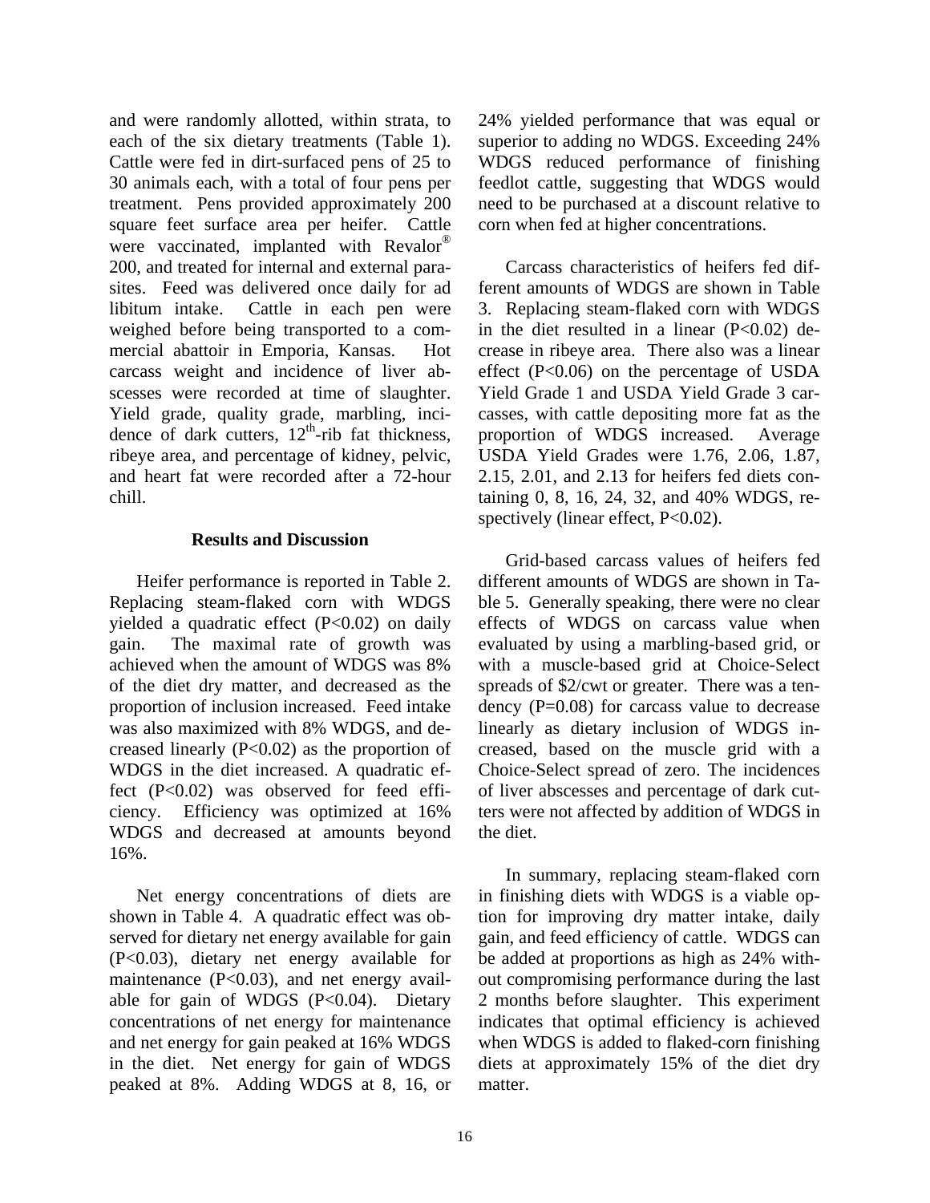and were randomly allotted, within strata, to each of the six dietary treatments (Table 1). Cattle were fed in dirt-surfaced pens of 25 to 30 animals each, with a total of four pens per treatment. Pens provided approximately 200 square feet surface area per heifer. Cattle were vaccinated, implanted with Revalor® 200, and treated for internal and external parasites. Feed was delivered once daily for ad libitum intake. Cattle in each pen were weighed before being transported to a commercial abattoir in Emporia, Kansas. Hot carcass weight and incidence of liver abscesses were recorded at time of slaughter. Yield grade, quality grade, marbling, incidence of dark cutters, $12^{th}$-rib fat thickness, ribeye area, and percentage of kidney, pelvic, and heart fat were recorded after a 72-hour chill.

## Results and Discussion

Heifer performance is reported in Table 2. Replacing steam-flaked corn with WDGS yielded a quadratic effect ($P<0.02$) on daily gain. The maximal rate of growth was achieved when the amount of WDGS was 8% of the diet dry matter, and decreased as the proportion of inclusion increased. Feed intake was also maximized with 8% WDGS, and decreased linearly ($P<0.02$) as the proportion of WDGS in the diet increased. A quadratic effect ($P<0.02$) was observed for feed efficiency. Efficiency was optimized at 16% WDGS and decreased at amounts beyond 16%.

Net energy concentrations of diets are shown in Table 4. A quadratic effect was observed for dietary net energy available for gain ($P<0.03$), dietary net energy available for maintenance ($P<0.03$), and net energy available for gain of WDGS ($P<0.04$). Dietary concentrations of net energy for maintenance and net energy for gain peaked at 16% WDGS in the diet. Net energy for gain of WDGS peaked at 8%. Adding WDGS at 8, 16, or 24% yielded performance that was equal or superior to adding no WDGS. Exceeding 24% WDGS reduced performance of finishing feedlot cattle, suggesting that WDGS would need to be purchased at a discount relative to corn when fed at higher concentrations.

Carcass characteristics of heifers fed different amounts of WDGS are shown in Table 3. Replacing steam-flaked corn with WDGS in the diet resulted in a linear ($P<0.02$) decrease in ribeye area. There also was a linear effect ($P<0.06$) on the percentage of USDA Yield Grade 1 and USDA Yield Grade 3 carcasses, with cattle depositing more fat as the proportion of WDGS increased. Average USDA Yield Grades were 1.76, 2.06, 1.87, 2.15, 2.01, and 2.13 for heifers fed diets containing 0, 8, 16, 24, 32, and 40% WDGS, respectively (linear effect, $P<0.02$).

Grid-based carcass values of heifers fed different amounts of WDGS are shown in Table 5. Generally speaking, there were no clear effects of WDGS on carcass value when evaluated by using a marbling-based grid, or with a muscle-based grid at Choice-Select spreads of \$2/cwt or greater. There was a tendency ($P=0.08$) for carcass value to decrease linearly as dietary inclusion of WDGS increased, based on the muscle grid with a Choice-Select spread of zero. The incidences of liver abscesses and percentage of dark cutters were not affected by addition of WDGS in the diet.

In summary, replacing steam-flaked corn in finishing diets with WDGS is a viable option for improving dry matter intake, daily gain, and feed efficiency of cattle. WDGS can be added at proportions as high as 24% without compromising performance during the last 2 months before slaughter. This experiment indicates that optimal efficiency is achieved when WDGS is added to flaked-corn finishing diets at approximately 15% of the diet dry matter.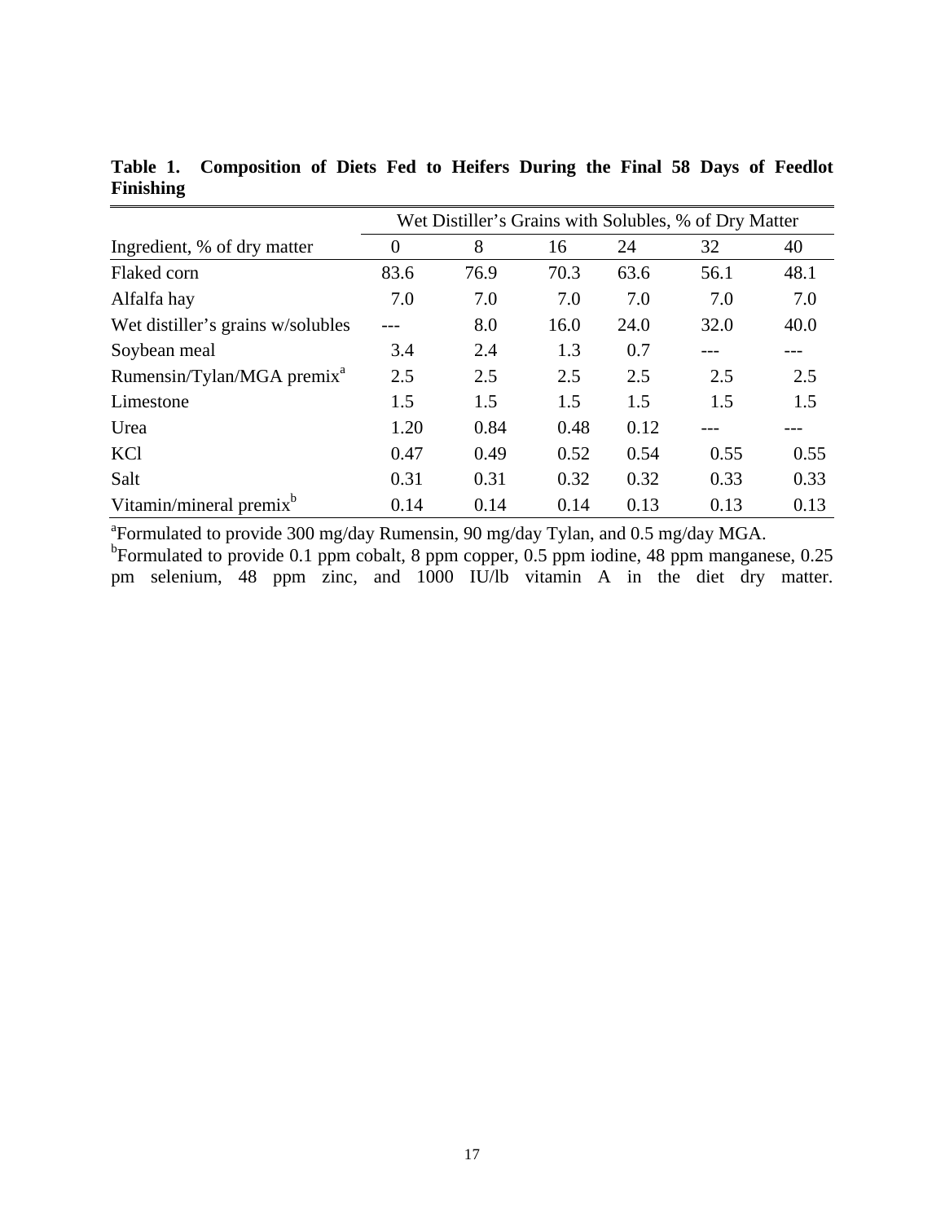**Table 1. Composition of Diets Fed to Heifers During the Final 58 Days of Feedlot Finishing**

| | Wet Distiller's Grains with Solubles, % of Dry Matter | | | | | |
|---|---|---|---|---|---|---|
| Ingredient, % of dry matter | 0 | 8 | 16 | 24 | 32 | 40 |
| Flaked corn | 83.6 | 76.9 | 70.3 | 63.6 | 56.1 | 48.1 |
| Alfalfa hay | 7.0 | 7.0 | 7.0 | 7.0 | 7.0 | 7.0 |
| Wet distiller's grains w/solubles | --- | 8.0 | 16.0 | 24.0 | 32.0 | 40.0 |
| Soybean meal | 3.4 | 2.4 | 1.3 | 0.7 | --- | --- |
| Rumensin/Tylan/MGA premix[a] | 2.5 | 2.5 | 2.5 | 2.5 | 2.5 | 2.5 |
| Limestone | 1.5 | 1.5 | 1.5 | 1.5 | 1.5 | 1.5 |
| Urea | 1.20 | 0.84 | 0.48 | 0.12 | --- | --- |
| KCl | 0.47 | 0.49 | 0.52 | 0.54 | 0.55 | 0.55 |
| Salt | 0.31 | 0.31 | 0.32 | 0.32 | 0.33 | 0.33 |
| Vitamin/mineral premix[b] | 0.14 | 0.14 | 0.14 | 0.13 | 0.13 | 0.13 |

[a]Formulated to provide 300 mg/day Rumensin, 90 mg/day Tylan, and 0.5 mg/day MGA.
[b]Formulated to provide 0.1 ppm cobalt, 8 ppm copper, 0.5 ppm iodine, 48 ppm manganese, 0.25 pm selenium, 48 ppm zinc, and 1000 IU/lb vitamin A in the diet dry matter.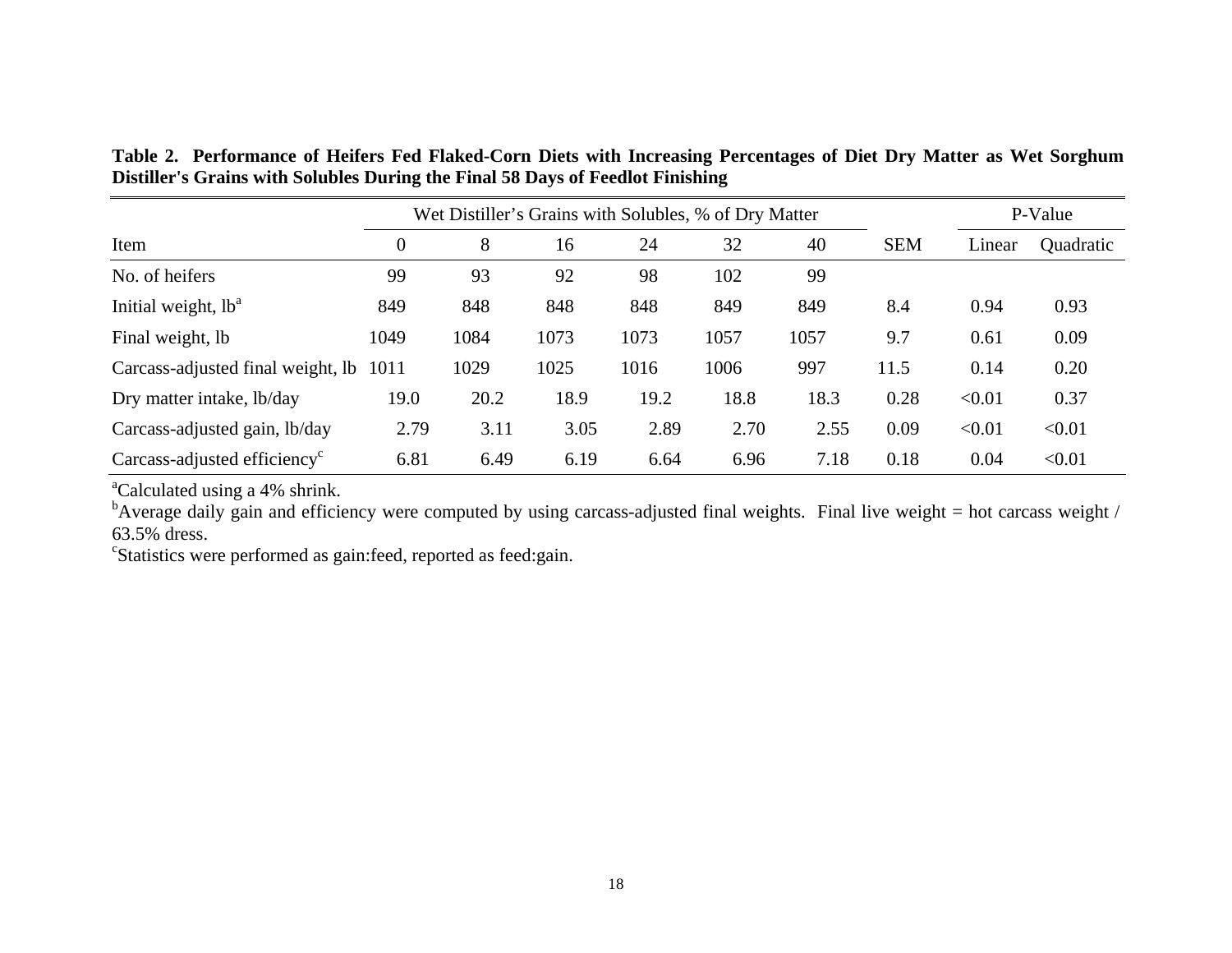**Table 2. Performance of Heifers Fed Flaked-Corn Diets with Increasing Percentages of Diet Dry Matter as Wet Sorghum Distiller's Grains with Solubles During the Final 58 Days of Feedlot Finishing**

| | Wet Distiller's Grains with Solubles, % of Dry Matter | | | | | | | P-Value | |
|---|---|---|---|---|---|---|---|---|---|
| Item | 0 | 8 | 16 | 24 | 32 | 40 | SEM | Linear | Quadratic |
| No. of heifers | 99 | 93 | 92 | 98 | 102 | 99 | | | |
| Initial weight, lb[a] | 849 | 848 | 848 | 848 | 849 | 849 | 8.4 | 0.94 | 0.93 |
| Final weight, lb | 1049 | 1084 | 1073 | 1073 | 1057 | 1057 | 9.7 | 0.61 | 0.09 |
| Carcass-adjusted final weight, lb | 1011 | 1029 | 1025 | 1016 | 1006 | 997 | 11.5 | 0.14 | 0.20 |
| Dry matter intake, lb/day | 19.0 | 20.2 | 18.9 | 19.2 | 18.8 | 18.3 | 0.28 | <0.01 | 0.37 |
| Carcass-adjusted gain, lb/day | 2.79 | 3.11 | 3.05 | 2.89 | 2.70 | 2.55 | 0.09 | <0.01 | <0.01 |
| Carcass-adjusted efficiency[c] | 6.81 | 6.49 | 6.19 | 6.64 | 6.96 | 7.18 | 0.18 | 0.04 | <0.01 |

[a]Calculated using a 4% shrink.
[b]Average daily gain and efficiency were computed by using carcass-adjusted final weights. Final live weight = hot carcass weight / 63.5% dress.
[c]Statistics were performed as gain:feed, reported as feed:gain.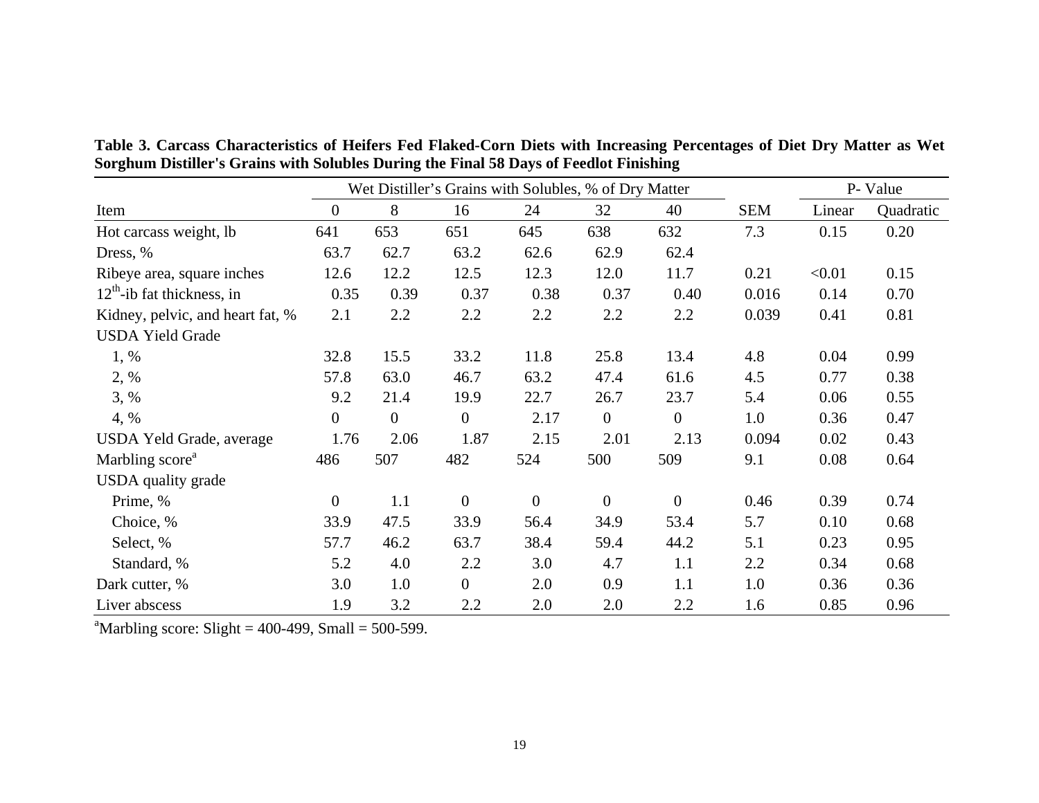**Table 3. Carcass Characteristics of Heifers Fed Flaked-Corn Diets with Increasing Percentages of Diet Dry Matter as Wet Sorghum Distiller's Grains with Solubles During the Final 58 Days of Feedlot Finishing**

| | Wet Distiller's Grains with Solubles, % of Dry Matter | | | | | | | P- Value | |
|---|---|---|---|---|---|---|---|---|---|
| Item | 0 | 8 | 16 | 24 | 32 | 40 | SEM | Linear | Quadratic |
| Hot carcass weight, lb | 641 | 653 | 651 | 645 | 638 | 632 | 7.3 | 0.15 | 0.20 |
| Dress, % | 63.7 | 62.7 | 63.2 | 62.6 | 62.9 | 62.4 | | | |
| Ribeye area, square inches | 12.6 | 12.2 | 12.5 | 12.3 | 12.0 | 11.7 | 0.21 | <0.01 | 0.15 |
| 12[th]-ib fat thickness, in | 0.35 | 0.39 | 0.37 | 0.38 | 0.37 | 0.40 | 0.016 | 0.14 | 0.70 |
| Kidney, pelvic, and heart fat, % | 2.1 | 2.2 | 2.2 | 2.2 | 2.2 | 2.2 | 0.039 | 0.41 | 0.81 |
| USDA Yield Grade | | | | | | | | | |
| 1, % | 32.8 | 15.5 | 33.2 | 11.8 | 25.8 | 13.4 | 4.8 | 0.04 | 0.99 |
| 2, % | 57.8 | 63.0 | 46.7 | 63.2 | 47.4 | 61.6 | 4.5 | 0.77 | 0.38 |
| 3, % | 9.2 | 21.4 | 19.9 | 22.7 | 26.7 | 23.7 | 5.4 | 0.06 | 0.55 |
| 4, % | 0 | 0 | 0 | 2.17 | 0 | 0 | 1.0 | 0.36 | 0.47 |
| USDA Yeld Grade, average | 1.76 | 2.06 | 1.87 | 2.15 | 2.01 | 2.13 | 0.094 | 0.02 | 0.43 |
| Marbling score[a] | 486 | 507 | 482 | 524 | 500 | 509 | 9.1 | 0.08 | 0.64 |
| USDA quality grade | | | | | | | | | |
| Prime, % | 0 | 1.1 | 0 | 0 | 0 | 0 | 0.46 | 0.39 | 0.74 |
| Choice, % | 33.9 | 47.5 | 33.9 | 56.4 | 34.9 | 53.4 | 5.7 | 0.10 | 0.68 |
| Select, % | 57.7 | 46.2 | 63.7 | 38.4 | 59.4 | 44.2 | 5.1 | 0.23 | 0.95 |
| Standard, % | 5.2 | 4.0 | 2.2 | 3.0 | 4.7 | 1.1 | 2.2 | 0.34 | 0.68 |
| Dark cutter, % | 3.0 | 1.0 | 0 | 2.0 | 0.9 | 1.1 | 1.0 | 0.36 | 0.36 |
| Liver abscess | 1.9 | 3.2 | 2.2 | 2.0 | 2.0 | 2.2 | 1.6 | 0.85 | 0.96 |

[a]Marbling score: Slight = 400-499, Small = 500-599.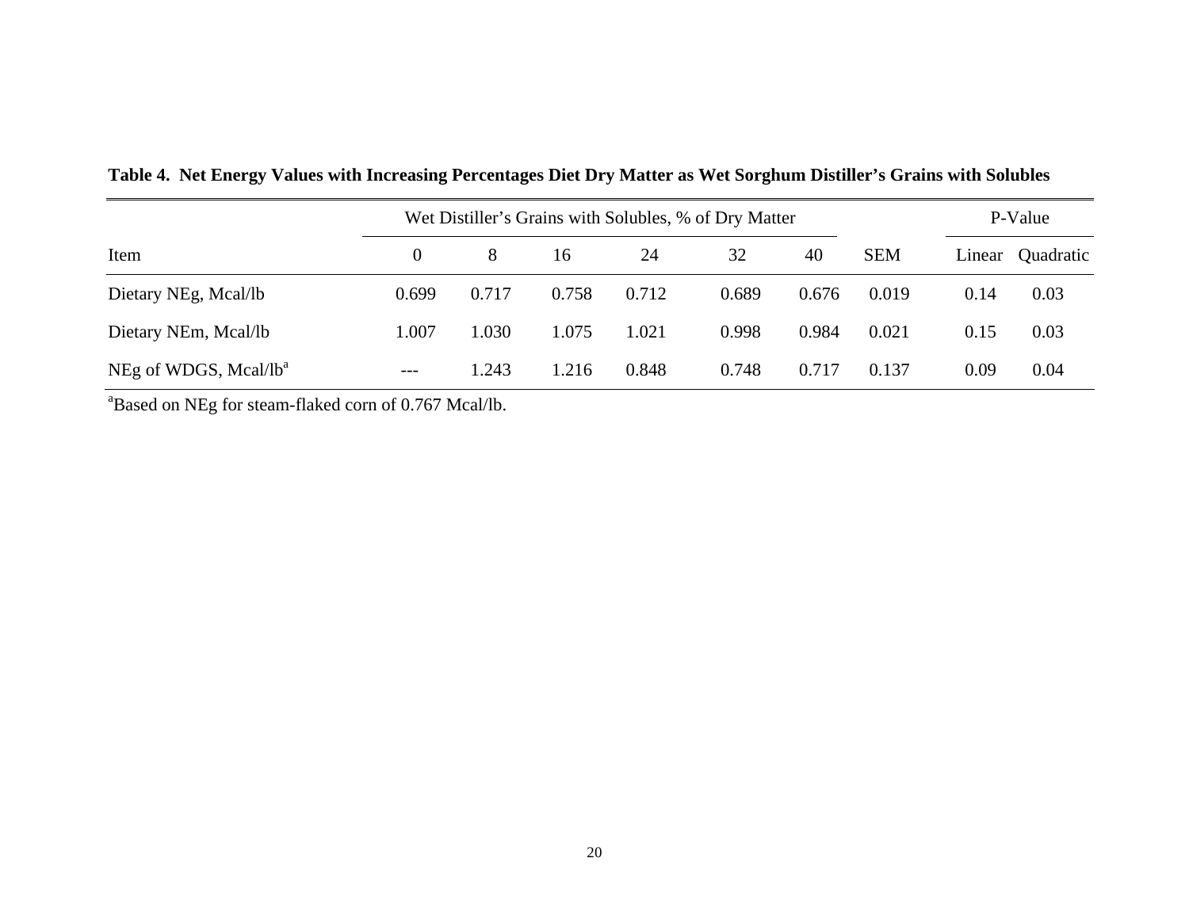**Table 4. Net Energy Values with Increasing Percentages Diet Dry Matter as Wet Sorghum Distiller's Grains with Solubles**

| | Wet Distiller's Grains with Solubles, % of Dry Matter | | | | | | | P-Value | |
|---|---|---|---|---|---|---|---|---|---|
| Item | 0 | 8 | 16 | 24 | 32 | 40 | SEM | Linear | Quadratic |
| Dietary NEg, Mcal/lb | 0.699 | 0.717 | 0.758 | 0.712 | 0.689 | 0.676 | 0.019 | 0.14 | 0.03 |
| Dietary NEm, Mcal/lb | 1.007 | 1.030 | 1.075 | 1.021 | 0.998 | 0.984 | 0.021 | 0.15 | 0.03 |
| NEg of WDGS, Mcal/lb[a] | --- | 1.243 | 1.216 | 0.848 | 0.748 | 0.717 | 0.137 | 0.09 | 0.04 |

[a]Based on NEg for steam-flaked corn of 0.767 Mcal/lb.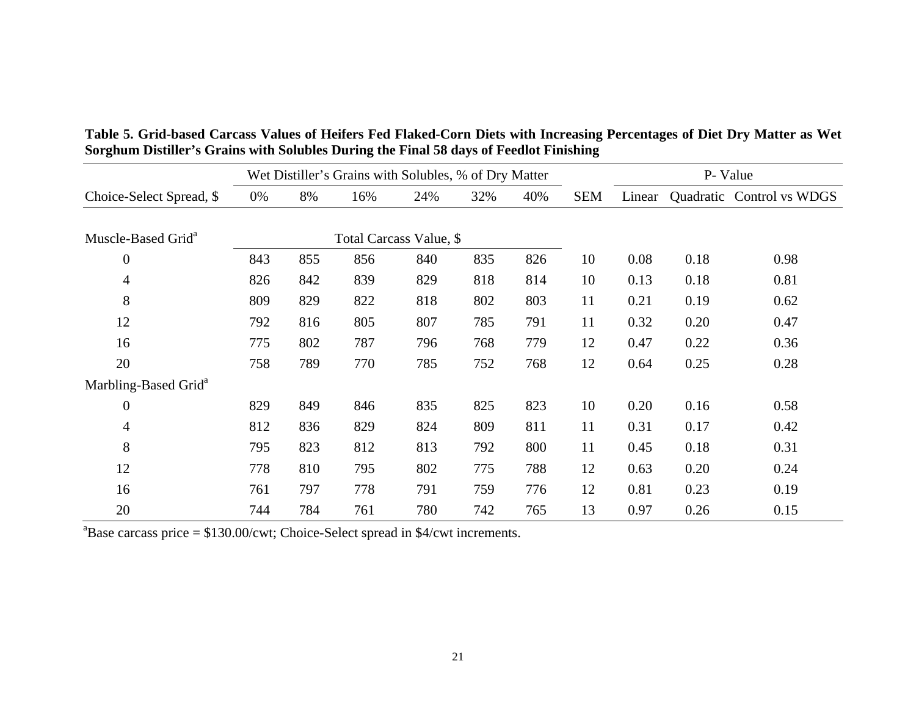**Table 5. Grid-based Carcass Values of Heifers Fed Flaked-Corn Diets with Increasing Percentages of Diet Dry Matter as Wet Sorghum Distiller's Grains with Solubles During the Final 58 days of Feedlot Finishing**

| | Wet Distiller's Grains with Solubles, % of Dry Matter | | | | | | | P- Value | | |
|---|---|---|---|---|---|---|---|---|---|---|
| Choice-Select Spread, $ | 0% | 8% | 16% | 24% | 32% | 40% | SEM | Linear | Quadratic | Control vs WDGS |
| Muscle-Based Grid[a] | Total Carcass Value, $ | | | | | | | | | |
| 0 | 843 | 855 | 856 | 840 | 835 | 826 | 10 | 0.08 | 0.18 | 0.98 |
| 4 | 826 | 842 | 839 | 829 | 818 | 814 | 10 | 0.13 | 0.18 | 0.81 |
| 8 | 809 | 829 | 822 | 818 | 802 | 803 | 11 | 0.21 | 0.19 | 0.62 |
| 12 | 792 | 816 | 805 | 807 | 785 | 791 | 11 | 0.32 | 0.20 | 0.47 |
| 16 | 775 | 802 | 787 | 796 | 768 | 779 | 12 | 0.47 | 0.22 | 0.36 |
| 20 | 758 | 789 | 770 | 785 | 752 | 768 | 12 | 0.64 | 0.25 | 0.28 |
| Marbling-Based Grid[a] | | | | | | | | | | |
| 0 | 829 | 849 | 846 | 835 | 825 | 823 | 10 | 0.20 | 0.16 | 0.58 |
| 4 | 812 | 836 | 829 | 824 | 809 | 811 | 11 | 0.31 | 0.17 | 0.42 |
| 8 | 795 | 823 | 812 | 813 | 792 | 800 | 11 | 0.45 | 0.18 | 0.31 |
| 12 | 778 | 810 | 795 | 802 | 775 | 788 | 12 | 0.63 | 0.20 | 0.24 |
| 16 | 761 | 797 | 778 | 791 | 759 | 776 | 12 | 0.81 | 0.23 | 0.19 |
| 20 | 744 | 784 | 761 | 780 | 742 | 765 | 13 | 0.97 | 0.26 | 0.15 |

[a]Base carcass price = $130.00/cwt; Choice-Select spread in $4/cwt increments.